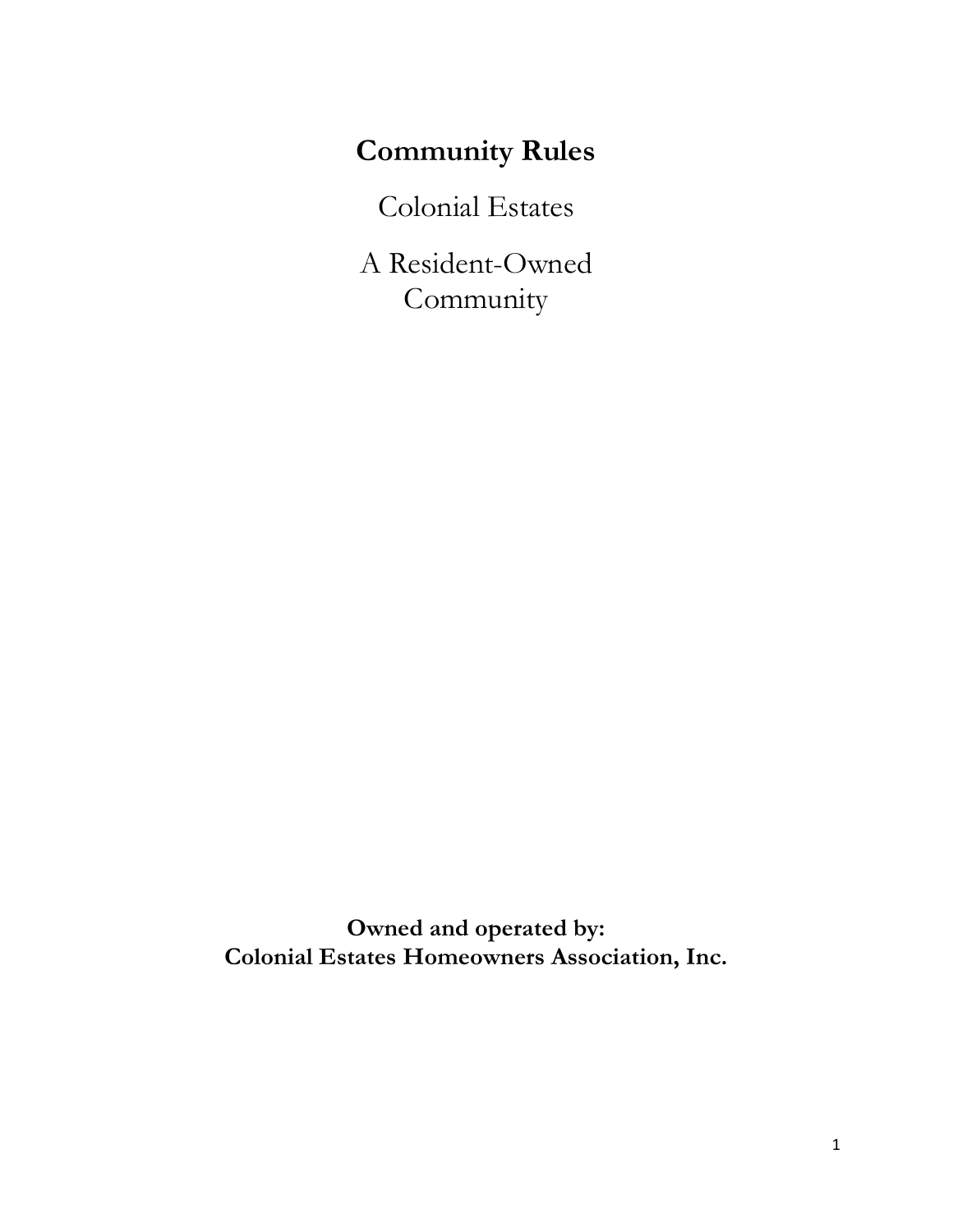# Community Rules

Colonial Estates

A Resident-Owned Community

**Owned and operated by:**
**Colonial Estates Homeowners Association, Inc.**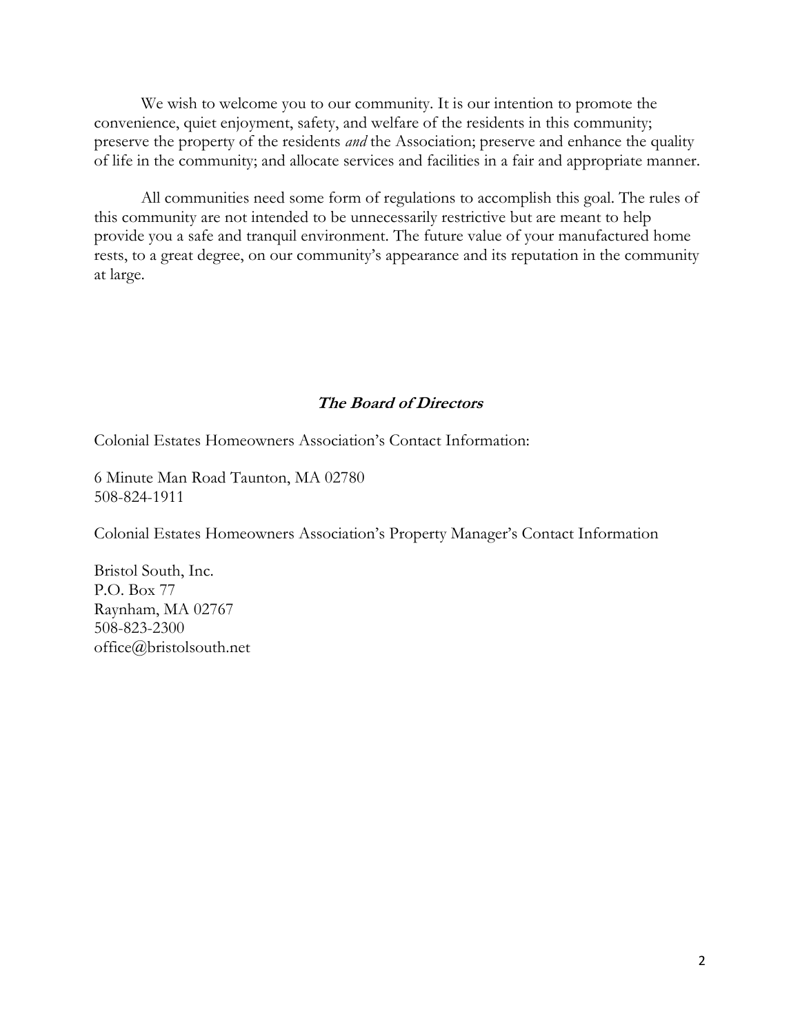We wish to welcome you to our community. It is our intention to promote the convenience, quiet enjoyment, safety, and welfare of the residents in this community; preserve the property of the residents *and* the Association; preserve and enhance the quality of life in the community; and allocate services and facilities in a fair and appropriate manner.

All communities need some form of regulations to accomplish this goal. The rules of this community are not intended to be unnecessarily restrictive but are meant to help provide you a safe and tranquil environment. The future value of your manufactured home rests, to a great degree, on our community's appearance and its reputation in the community at large.

***The Board of Directors***

Colonial Estates Homeowners Association's Contact Information:

6 Minute Man Road Taunton, MA 02780
508-824-1911

Colonial Estates Homeowners Association's Property Manager's Contact Information

Bristol South, Inc.
P.O. Box 77
Raynham, MA 02767
508-823-2300
office@bristolsouth.net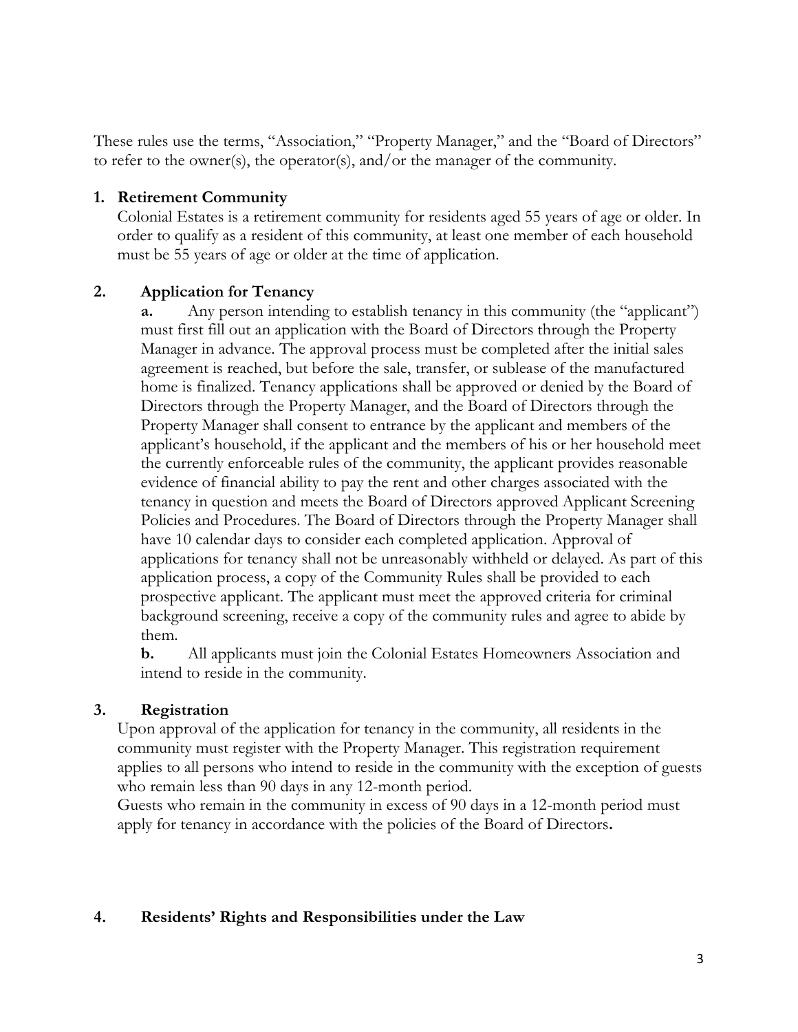These rules use the terms, "Association," "Property Manager," and the "Board of Directors" to refer to the owner(s), the operator(s), and/or the manager of the community.

## 1. Retirement Community

Colonial Estates is a retirement community for residents aged 55 years of age or older. In order to qualify as a resident of this community, at least one member of each household must be 55 years of age or older at the time of application.

## 2. Application for Tenancy

**a.** Any person intending to establish tenancy in this community (the "applicant") must first fill out an application with the Board of Directors through the Property Manager in advance. The approval process must be completed after the initial sales agreement is reached, but before the sale, transfer, or sublease of the manufactured home is finalized. Tenancy applications shall be approved or denied by the Board of Directors through the Property Manager, and the Board of Directors through the Property Manager shall consent to entrance by the applicant and members of the applicant's household, if the applicant and the members of his or her household meet the currently enforceable rules of the community, the applicant provides reasonable evidence of financial ability to pay the rent and other charges associated with the tenancy in question and meets the Board of Directors approved Applicant Screening Policies and Procedures. The Board of Directors through the Property Manager shall have 10 calendar days to consider each completed application. Approval of applications for tenancy shall not be unreasonably withheld or delayed. As part of this application process, a copy of the Community Rules shall be provided to each prospective applicant. The applicant must meet the approved criteria for criminal background screening, receive a copy of the community rules and agree to abide by them.

**b.** All applicants must join the Colonial Estates Homeowners Association and intend to reside in the community.

## 3. Registration

Upon approval of the application for tenancy in the community, all residents in the community must register with the Property Manager. This registration requirement applies to all persons who intend to reside in the community with the exception of guests who remain less than 90 days in any 12-month period.

Guests who remain in the community in excess of 90 days in a 12-month period must apply for tenancy in accordance with the policies of the Board of Directors**.**

## 4. Residents' Rights and Responsibilities under the Law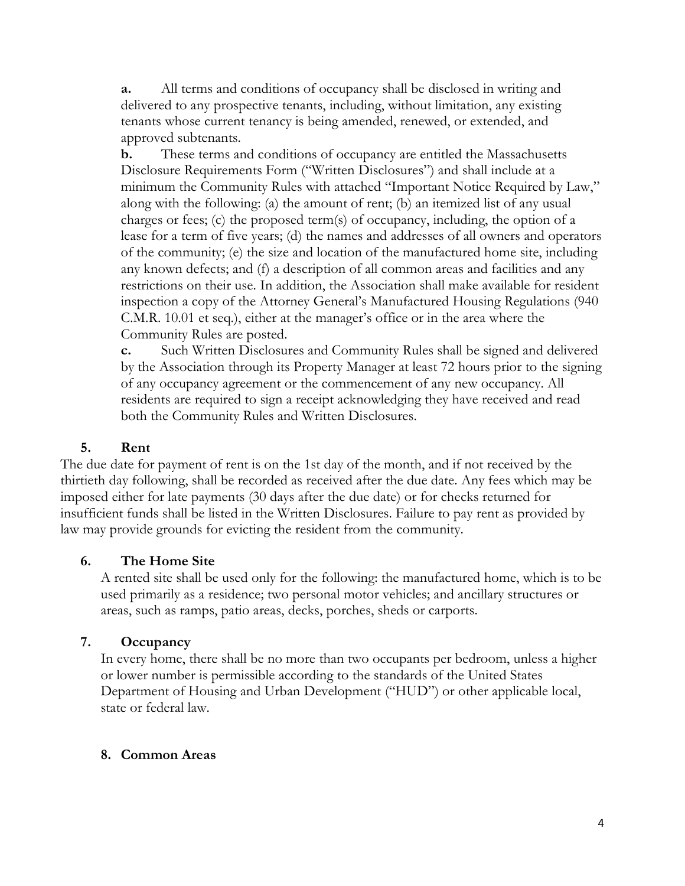**a.** All terms and conditions of occupancy shall be disclosed in writing and delivered to any prospective tenants, including, without limitation, any existing tenants whose current tenancy is being amended, renewed, or extended, and approved subtenants.

**b.** These terms and conditions of occupancy are entitled the Massachusetts Disclosure Requirements Form ("Written Disclosures") and shall include at a minimum the Community Rules with attached "Important Notice Required by Law," along with the following: (a) the amount of rent; (b) an itemized list of any usual charges or fees; (c) the proposed term(s) of occupancy, including, the option of a lease for a term of five years; (d) the names and addresses of all owners and operators of the community; (e) the size and location of the manufactured home site, including any known defects; and (f) a description of all common areas and facilities and any restrictions on their use. In addition, the Association shall make available for resident inspection a copy of the Attorney General's Manufactured Housing Regulations (940 C.M.R. 10.01 et seq.), either at the manager's office or in the area where the Community Rules are posted.

**c.** Such Written Disclosures and Community Rules shall be signed and delivered by the Association through its Property Manager at least 72 hours prior to the signing of any occupancy agreement or the commencement of any new occupancy. All residents are required to sign a receipt acknowledging they have received and read both the Community Rules and Written Disclosures.

## 5. Rent

The due date for payment of rent is on the 1st day of the month, and if not received by the thirtieth day following, shall be recorded as received after the due date. Any fees which may be imposed either for late payments (30 days after the due date) or for checks returned for insufficient funds shall be listed in the Written Disclosures. Failure to pay rent as provided by law may provide grounds for evicting the resident from the community.

## 6. The Home Site

A rented site shall be used only for the following: the manufactured home, which is to be used primarily as a residence; two personal motor vehicles; and ancillary structures or areas, such as ramps, patio areas, decks, porches, sheds or carports.

## 7. Occupancy

In every home, there shall be no more than two occupants per bedroom, unless a higher or lower number is permissible according to the standards of the United States Department of Housing and Urban Development ("HUD") or other applicable local, state or federal law.

## 8. Common Areas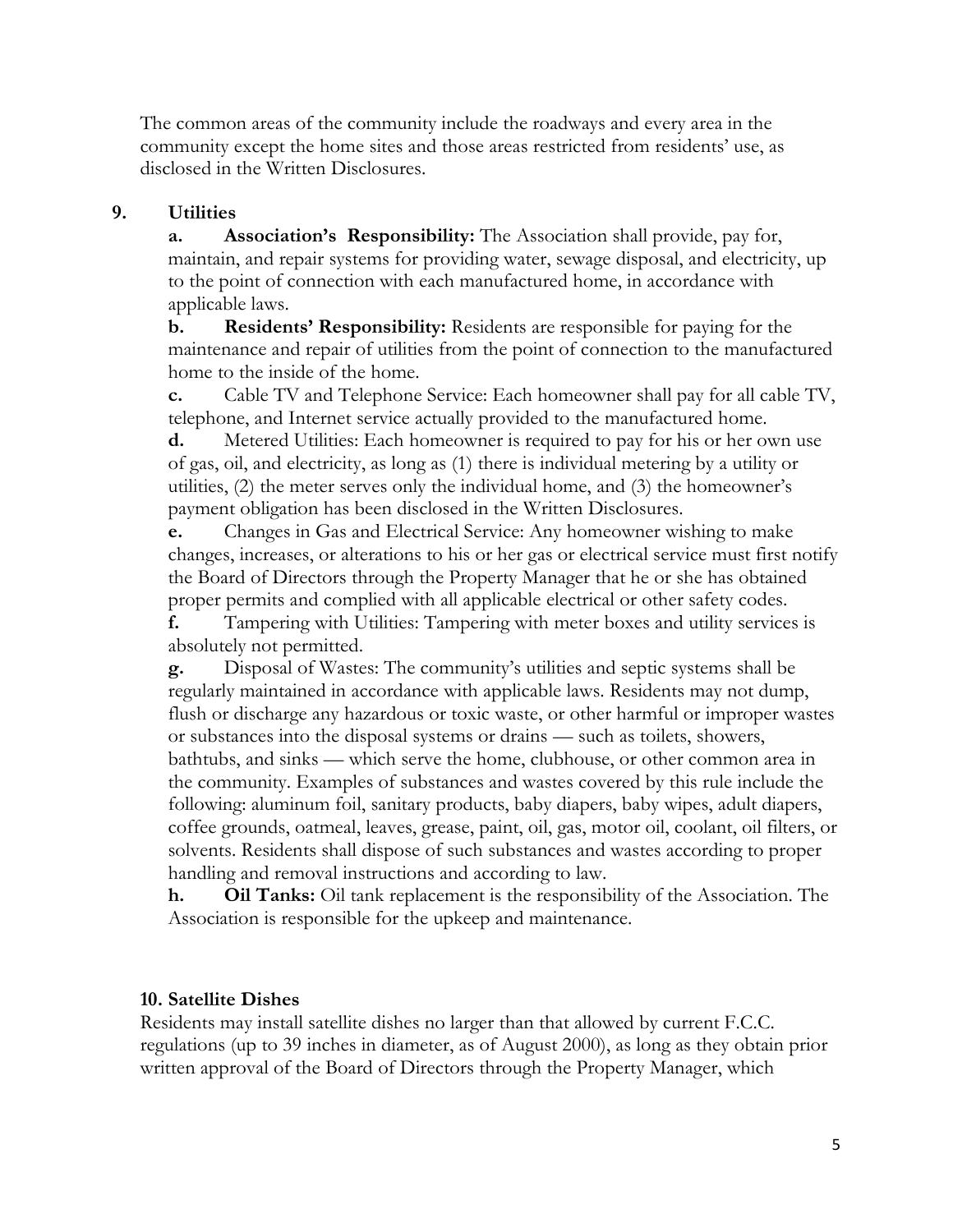The common areas of the community include the roadways and every area in the community except the home sites and those areas restricted from residents' use, as disclosed in the Written Disclosures.

## 9. Utilities

**a. Association's Responsibility:** The Association shall provide, pay for, maintain, and repair systems for providing water, sewage disposal, and electricity, up to the point of connection with each manufactured home, in accordance with applicable laws.

**b. Residents' Responsibility:** Residents are responsible for paying for the maintenance and repair of utilities from the point of connection to the manufactured home to the inside of the home.

**c.** Cable TV and Telephone Service: Each homeowner shall pay for all cable TV, telephone, and Internet service actually provided to the manufactured home.

**d.** Metered Utilities: Each homeowner is required to pay for his or her own use of gas, oil, and electricity, as long as (1) there is individual metering by a utility or utilities, (2) the meter serves only the individual home, and (3) the homeowner's payment obligation has been disclosed in the Written Disclosures.

**e.** Changes in Gas and Electrical Service: Any homeowner wishing to make changes, increases, or alterations to his or her gas or electrical service must first notify the Board of Directors through the Property Manager that he or she has obtained proper permits and complied with all applicable electrical or other safety codes.

**f.** Tampering with Utilities: Tampering with meter boxes and utility services is absolutely not permitted.

**g.** Disposal of Wastes: The community's utilities and septic systems shall be regularly maintained in accordance with applicable laws. Residents may not dump, flush or discharge any hazardous or toxic waste, or other harmful or improper wastes or substances into the disposal systems or drains — such as toilets, showers, bathtubs, and sinks — which serve the home, clubhouse, or other common area in the community. Examples of substances and wastes covered by this rule include the following: aluminum foil, sanitary products, baby diapers, baby wipes, adult diapers, coffee grounds, oatmeal, leaves, grease, paint, oil, gas, motor oil, coolant, oil filters, or solvents. Residents shall dispose of such substances and wastes according to proper handling and removal instructions and according to law.

**h. Oil Tanks:** Oil tank replacement is the responsibility of the Association. The Association is responsible for the upkeep and maintenance.

## 10. Satellite Dishes

Residents may install satellite dishes no larger than that allowed by current F.C.C. regulations (up to 39 inches in diameter, as of August 2000), as long as they obtain prior written approval of the Board of Directors through the Property Manager, which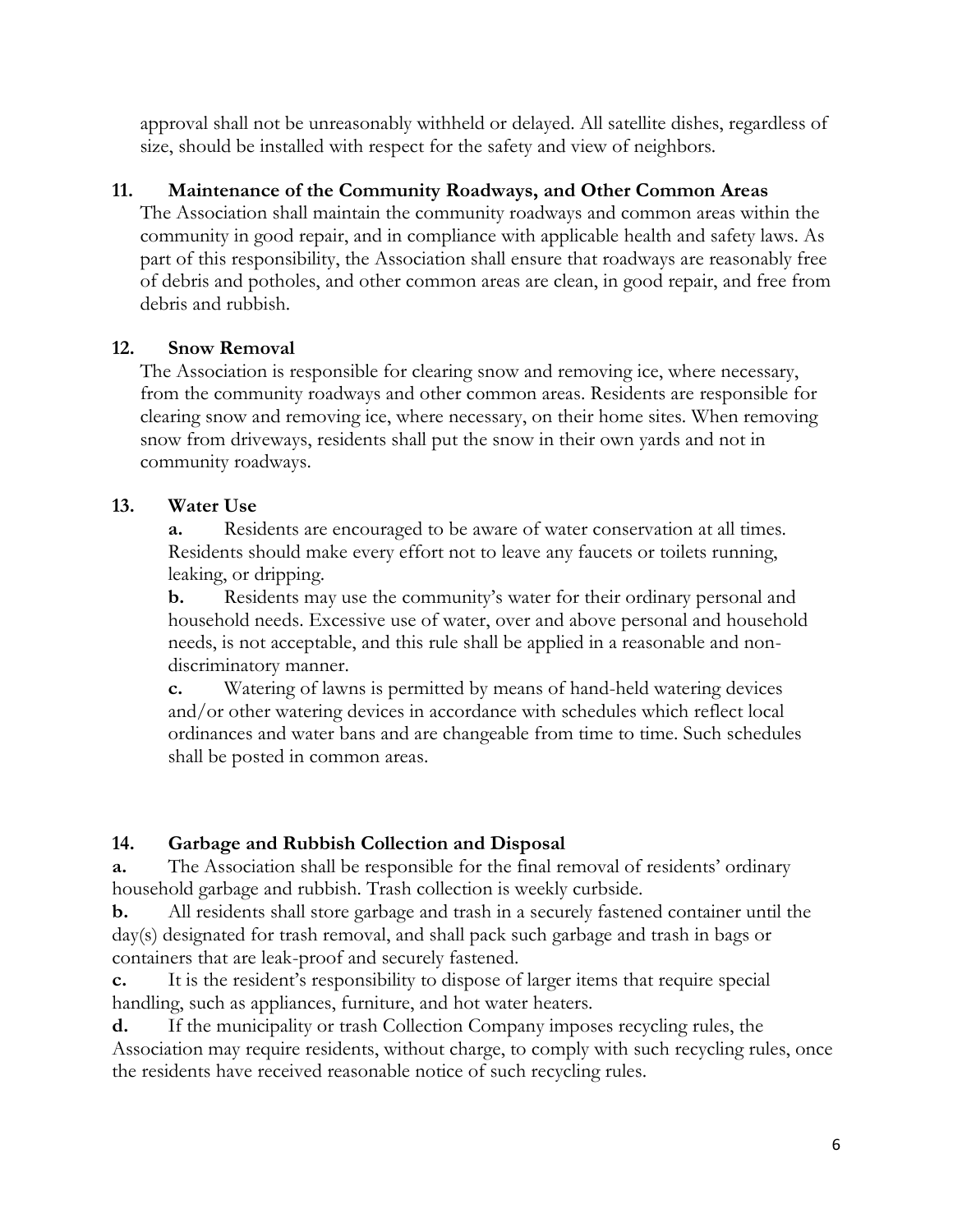approval shall not be unreasonably withheld or delayed. All satellite dishes, regardless of size, should be installed with respect for the safety and view of neighbors.

### 11. Maintenance of the Community Roadways, and Other Common Areas

The Association shall maintain the community roadways and common areas within the community in good repair, and in compliance with applicable health and safety laws. As part of this responsibility, the Association shall ensure that roadways are reasonably free of debris and potholes, and other common areas are clean, in good repair, and free from debris and rubbish.

### 12. Snow Removal

The Association is responsible for clearing snow and removing ice, where necessary, from the community roadways and other common areas. Residents are responsible for clearing snow and removing ice, where necessary, on their home sites. When removing snow from driveways, residents shall put the snow in their own yards and not in community roadways.

### 13. Water Use

**a.** Residents are encouraged to be aware of water conservation at all times. Residents should make every effort not to leave any faucets or toilets running, leaking, or dripping.

**b.** Residents may use the community's water for their ordinary personal and household needs. Excessive use of water, over and above personal and household needs, is not acceptable, and this rule shall be applied in a reasonable and non-discriminatory manner.

**c.** Watering of lawns is permitted by means of hand-held watering devices and/or other watering devices in accordance with schedules which reflect local ordinances and water bans and are changeable from time to time. Such schedules shall be posted in common areas.

### 14. Garbage and Rubbish Collection and Disposal

**a.** The Association shall be responsible for the final removal of residents' ordinary household garbage and rubbish. Trash collection is weekly curbside.

**b.** All residents shall store garbage and trash in a securely fastened container until the day(s) designated for trash removal, and shall pack such garbage and trash in bags or containers that are leak-proof and securely fastened.

**c.** It is the resident's responsibility to dispose of larger items that require special handling, such as appliances, furniture, and hot water heaters.

**d.** If the municipality or trash Collection Company imposes recycling rules, the Association may require residents, without charge, to comply with such recycling rules, once the residents have received reasonable notice of such recycling rules.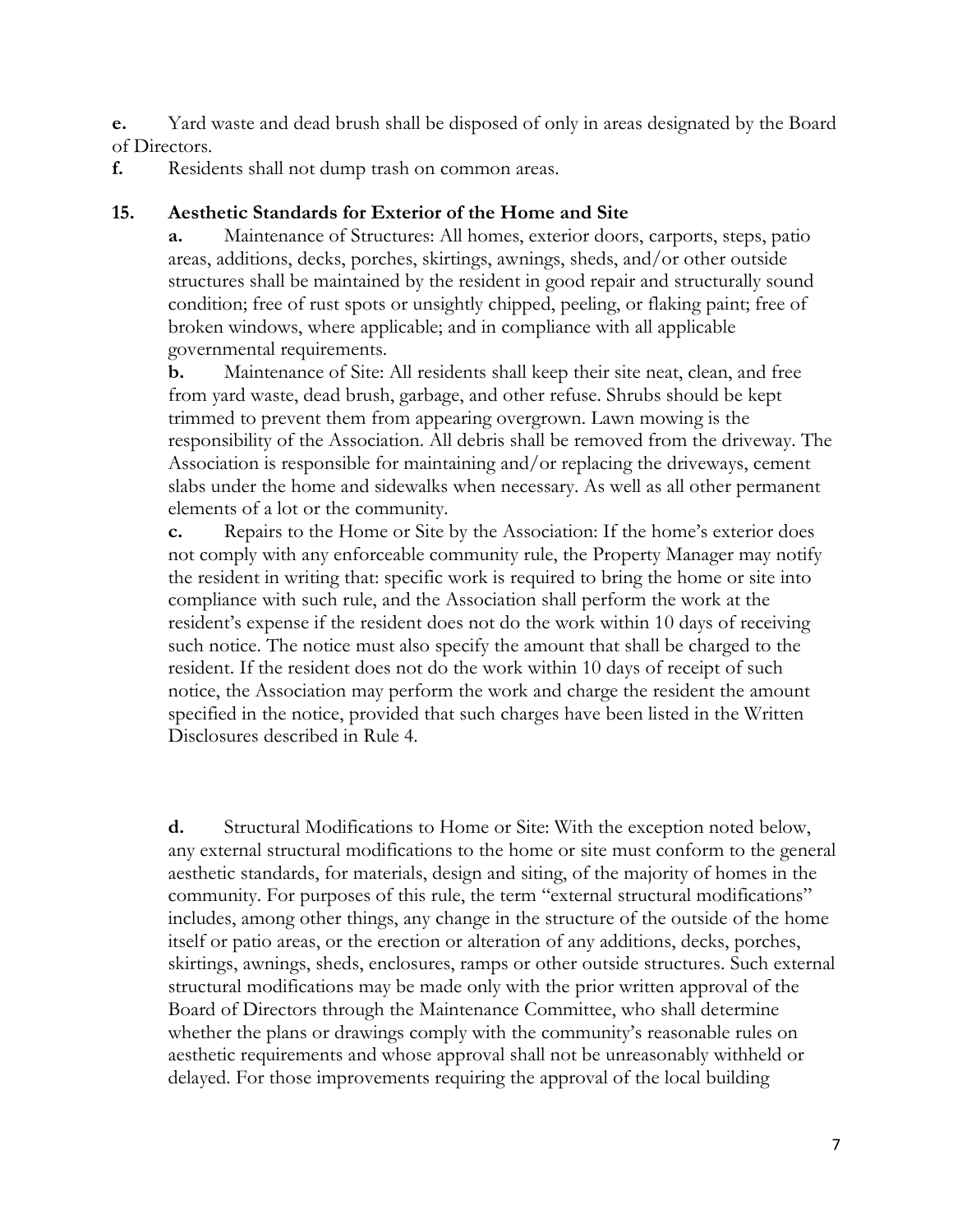**e.** Yard waste and dead brush shall be disposed of only in areas designated by the Board of Directors.

**f.** Residents shall not dump trash on common areas.

## 15. Aesthetic Standards for Exterior of the Home and Site

**a.** Maintenance of Structures: All homes, exterior doors, carports, steps, patio areas, additions, decks, porches, skirtings, awnings, sheds, and/or other outside structures shall be maintained by the resident in good repair and structurally sound condition; free of rust spots or unsightly chipped, peeling, or flaking paint; free of broken windows, where applicable; and in compliance with all applicable governmental requirements.

**b.** Maintenance of Site: All residents shall keep their site neat, clean, and free from yard waste, dead brush, garbage, and other refuse. Shrubs should be kept trimmed to prevent them from appearing overgrown. Lawn mowing is the responsibility of the Association. All debris shall be removed from the driveway. The Association is responsible for maintaining and/or replacing the driveways, cement slabs under the home and sidewalks when necessary. As well as all other permanent elements of a lot or the community.

**c.** Repairs to the Home or Site by the Association: If the home's exterior does not comply with any enforceable community rule, the Property Manager may notify the resident in writing that: specific work is required to bring the home or site into compliance with such rule, and the Association shall perform the work at the resident's expense if the resident does not do the work within 10 days of receiving such notice. The notice must also specify the amount that shall be charged to the resident. If the resident does not do the work within 10 days of receipt of such notice, the Association may perform the work and charge the resident the amount specified in the notice, provided that such charges have been listed in the Written Disclosures described in Rule 4.

**d.** Structural Modifications to Home or Site: With the exception noted below, any external structural modifications to the home or site must conform to the general aesthetic standards, for materials, design and siting, of the majority of homes in the community. For purposes of this rule, the term "external structural modifications" includes, among other things, any change in the structure of the outside of the home itself or patio areas, or the erection or alteration of any additions, decks, porches, skirtings, awnings, sheds, enclosures, ramps or other outside structures. Such external structural modifications may be made only with the prior written approval of the Board of Directors through the Maintenance Committee, who shall determine whether the plans or drawings comply with the community's reasonable rules on aesthetic requirements and whose approval shall not be unreasonably withheld or delayed. For those improvements requiring the approval of the local building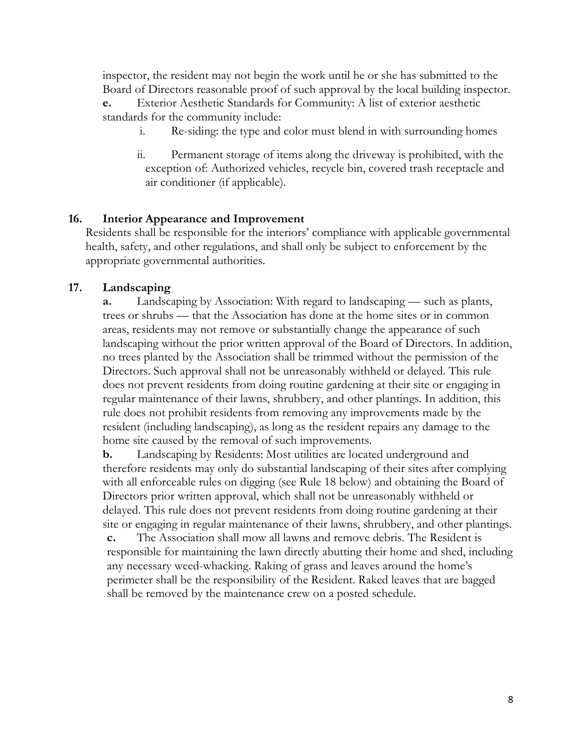inspector, the resident may not begin the work until he or she has submitted to the Board of Directors reasonable proof of such approval by the local building inspector.

**e.** Exterior Aesthetic Standards for Community: A list of exterior aesthetic standards for the community include:

i. Re-siding: the type and color must blend in with surrounding homes

ii. Permanent storage of items along the driveway is prohibited, with the exception of: Authorized vehicles, recycle bin, covered trash receptacle and air conditioner (if applicable).

## 16. Interior Appearance and Improvement

Residents shall be responsible for the interiors' compliance with applicable governmental health, safety, and other regulations, and shall only be subject to enforcement by the appropriate governmental authorities.

## 17. Landscaping

**a.** Landscaping by Association: With regard to landscaping — such as plants, trees or shrubs — that the Association has done at the home sites or in common areas, residents may not remove or substantially change the appearance of such landscaping without the prior written approval of the Board of Directors. In addition, no trees planted by the Association shall be trimmed without the permission of the Directors. Such approval shall not be unreasonably withheld or delayed. This rule does not prevent residents from doing routine gardening at their site or engaging in regular maintenance of their lawns, shrubbery, and other plantings. In addition, this rule does not prohibit residents from removing any improvements made by the resident (including landscaping), as long as the resident repairs any damage to the home site caused by the removal of such improvements.

**b.** Landscaping by Residents: Most utilities are located underground and therefore residents may only do substantial landscaping of their sites after complying with all enforceable rules on digging (see Rule 18 below) and obtaining the Board of Directors prior written approval, which shall not be unreasonably withheld or delayed. This rule does not prevent residents from doing routine gardening at their site or engaging in regular maintenance of their lawns, shrubbery, and other plantings.

**c.** The Association shall mow all lawns and remove debris. The Resident is responsible for maintaining the lawn directly abutting their home and shed, including any necessary weed-whacking. Raking of grass and leaves around the home's perimeter shall be the responsibility of the Resident. Raked leaves that are bagged shall be removed by the maintenance crew on a posted schedule.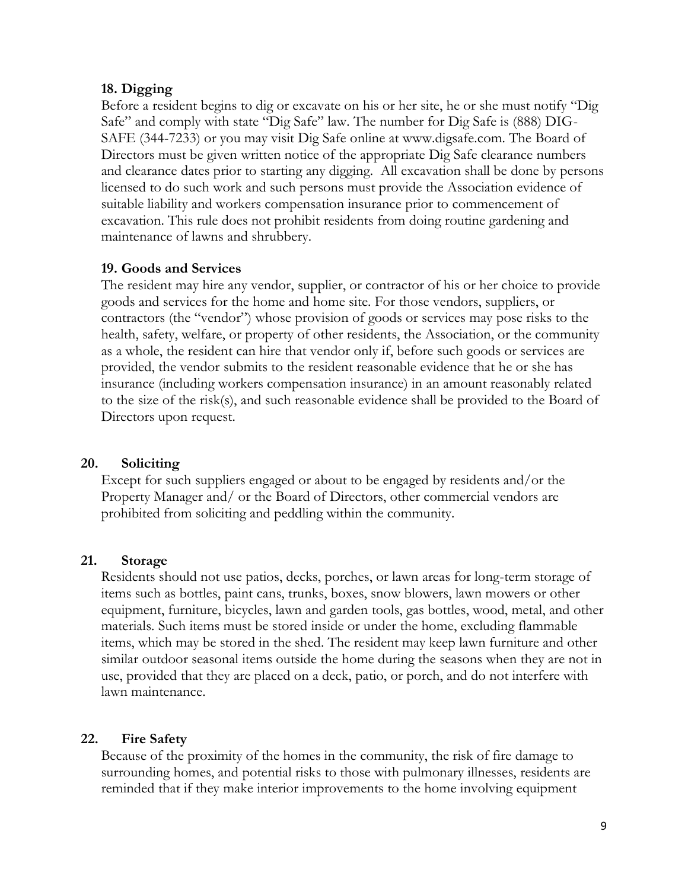### 18. Digging

Before a resident begins to dig or excavate on his or her site, he or she must notify "Dig Safe" and comply with state "Dig Safe" law. The number for Dig Safe is (888) DIG-SAFE (344-7233) or you may visit Dig Safe online at www.digsafe.com. The Board of Directors must be given written notice of the appropriate Dig Safe clearance numbers and clearance dates prior to starting any digging. All excavation shall be done by persons licensed to do such work and such persons must provide the Association evidence of suitable liability and workers compensation insurance prior to commencement of excavation. This rule does not prohibit residents from doing routine gardening and maintenance of lawns and shrubbery.

### 19. Goods and Services

The resident may hire any vendor, supplier, or contractor of his or her choice to provide goods and services for the home and home site. For those vendors, suppliers, or contractors (the "vendor") whose provision of goods or services may pose risks to the health, safety, welfare, or property of other residents, the Association, or the community as a whole, the resident can hire that vendor only if, before such goods or services are provided, the vendor submits to the resident reasonable evidence that he or she has insurance (including workers compensation insurance) in an amount reasonably related to the size of the risk(s), and such reasonable evidence shall be provided to the Board of Directors upon request.

### 20. Soliciting

Except for such suppliers engaged or about to be engaged by residents and/or the Property Manager and/ or the Board of Directors, other commercial vendors are prohibited from soliciting and peddling within the community.

### 21. Storage

Residents should not use patios, decks, porches, or lawn areas for long-term storage of items such as bottles, paint cans, trunks, boxes, snow blowers, lawn mowers or other equipment, furniture, bicycles, lawn and garden tools, gas bottles, wood, metal, and other materials. Such items must be stored inside or under the home, excluding flammable items, which may be stored in the shed. The resident may keep lawn furniture and other similar outdoor seasonal items outside the home during the seasons when they are not in use, provided that they are placed on a deck, patio, or porch, and do not interfere with lawn maintenance.

### 22. Fire Safety

Because of the proximity of the homes in the community, the risk of fire damage to surrounding homes, and potential risks to those with pulmonary illnesses, residents are reminded that if they make interior improvements to the home involving equipment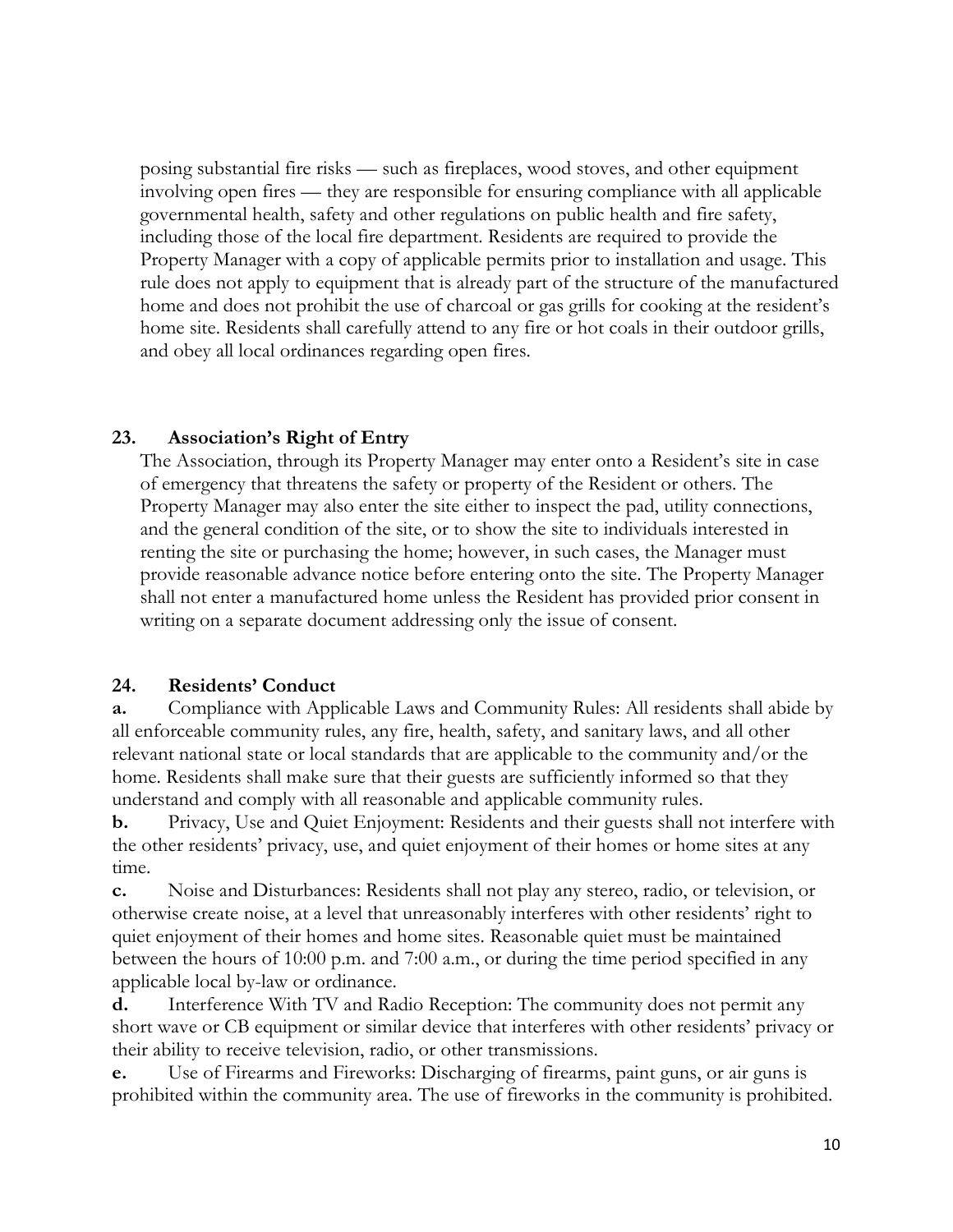posing substantial fire risks — such as fireplaces, wood stoves, and other equipment involving open fires — they are responsible for ensuring compliance with all applicable governmental health, safety and other regulations on public health and fire safety, including those of the local fire department. Residents are required to provide the Property Manager with a copy of applicable permits prior to installation and usage. This rule does not apply to equipment that is already part of the structure of the manufactured home and does not prohibit the use of charcoal or gas grills for cooking at the resident's home site. Residents shall carefully attend to any fire or hot coals in their outdoor grills, and obey all local ordinances regarding open fires.

### 23. Association's Right of Entry

The Association, through its Property Manager may enter onto a Resident's site in case of emergency that threatens the safety or property of the Resident or others. The Property Manager may also enter the site either to inspect the pad, utility connections, and the general condition of the site, or to show the site to individuals interested in renting the site or purchasing the home; however, in such cases, the Manager must provide reasonable advance notice before entering onto the site. The Property Manager shall not enter a manufactured home unless the Resident has provided prior consent in writing on a separate document addressing only the issue of consent.

### 24. Residents' Conduct

**a.** Compliance with Applicable Laws and Community Rules: All residents shall abide by all enforceable community rules, any fire, health, safety, and sanitary laws, and all other relevant national state or local standards that are applicable to the community and/or the home. Residents shall make sure that their guests are sufficiently informed so that they understand and comply with all reasonable and applicable community rules.

**b.** Privacy, Use and Quiet Enjoyment: Residents and their guests shall not interfere with the other residents' privacy, use, and quiet enjoyment of their homes or home sites at any time.

**c.** Noise and Disturbances: Residents shall not play any stereo, radio, or television, or otherwise create noise, at a level that unreasonably interferes with other residents' right to quiet enjoyment of their homes and home sites. Reasonable quiet must be maintained between the hours of 10:00 p.m. and 7:00 a.m., or during the time period specified in any applicable local by-law or ordinance.

**d.** Interference With TV and Radio Reception: The community does not permit any short wave or CB equipment or similar device that interferes with other residents' privacy or their ability to receive television, radio, or other transmissions.

**e.** Use of Firearms and Fireworks: Discharging of firearms, paint guns, or air guns is prohibited within the community area. The use of fireworks in the community is prohibited.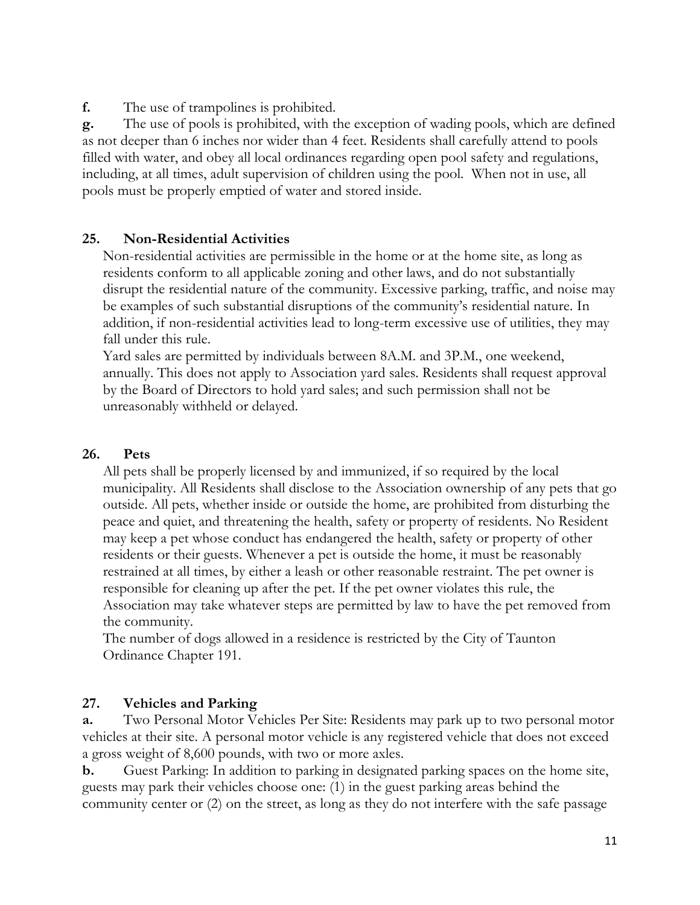**f.** The use of trampolines is prohibited.

**g.** The use of pools is prohibited, with the exception of wading pools, which are defined as not deeper than 6 inches nor wider than 4 feet. Residents shall carefully attend to pools filled with water, and obey all local ordinances regarding open pool safety and regulations, including, at all times, adult supervision of children using the pool. When not in use, all pools must be properly emptied of water and stored inside.

## 25. Non-Residential Activities

Non-residential activities are permissible in the home or at the home site, as long as residents conform to all applicable zoning and other laws, and do not substantially disrupt the residential nature of the community. Excessive parking, traffic, and noise may be examples of such substantial disruptions of the community's residential nature. In addition, if non-residential activities lead to long-term excessive use of utilities, they may fall under this rule.

Yard sales are permitted by individuals between 8A.M. and 3P.M., one weekend, annually. This does not apply to Association yard sales. Residents shall request approval by the Board of Directors to hold yard sales; and such permission shall not be unreasonably withheld or delayed.

## 26. Pets

All pets shall be properly licensed by and immunized, if so required by the local municipality. All Residents shall disclose to the Association ownership of any pets that go outside. All pets, whether inside or outside the home, are prohibited from disturbing the peace and quiet, and threatening the health, safety or property of residents. No Resident may keep a pet whose conduct has endangered the health, safety or property of other residents or their guests. Whenever a pet is outside the home, it must be reasonably restrained at all times, by either a leash or other reasonable restraint. The pet owner is responsible for cleaning up after the pet. If the pet owner violates this rule, the Association may take whatever steps are permitted by law to have the pet removed from the community.

The number of dogs allowed in a residence is restricted by the City of Taunton Ordinance Chapter 191.

## 27. Vehicles and Parking

**a.** Two Personal Motor Vehicles Per Site: Residents may park up to two personal motor vehicles at their site. A personal motor vehicle is any registered vehicle that does not exceed a gross weight of 8,600 pounds, with two or more axles.

**b.** Guest Parking: In addition to parking in designated parking spaces on the home site, guests may park their vehicles choose one: (1) in the guest parking areas behind the community center or (2) on the street, as long as they do not interfere with the safe passage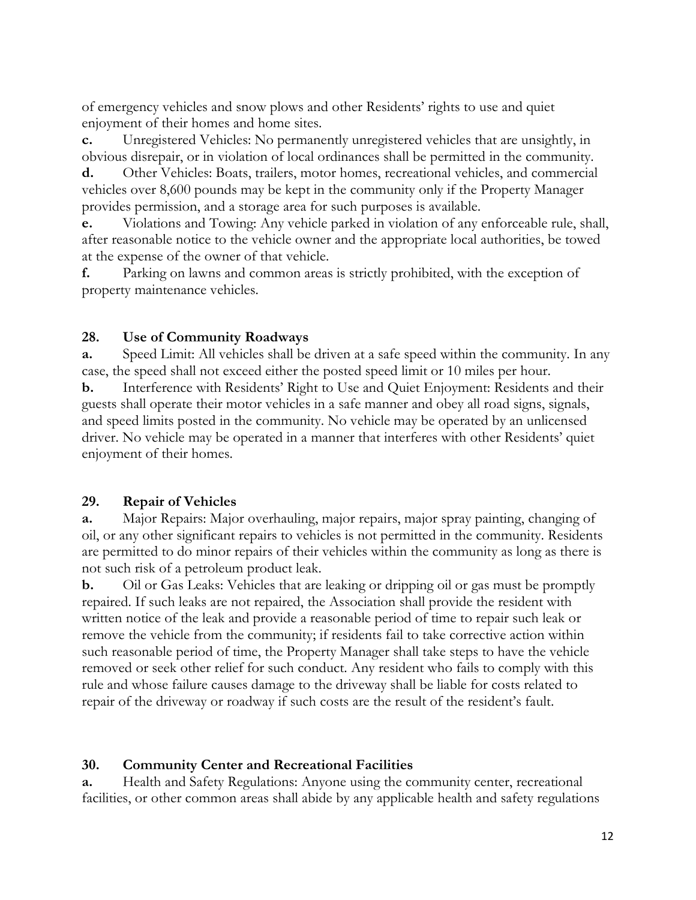of emergency vehicles and snow plows and other Residents' rights to use and quiet enjoyment of their homes and home sites.

**c.** Unregistered Vehicles: No permanently unregistered vehicles that are unsightly, in obvious disrepair, or in violation of local ordinances shall be permitted in the community.

**d.** Other Vehicles: Boats, trailers, motor homes, recreational vehicles, and commercial vehicles over 8,600 pounds may be kept in the community only if the Property Manager provides permission, and a storage area for such purposes is available.

**e.** Violations and Towing: Any vehicle parked in violation of any enforceable rule, shall, after reasonable notice to the vehicle owner and the appropriate local authorities, be towed at the expense of the owner of that vehicle.

**f.** Parking on lawns and common areas is strictly prohibited, with the exception of property maintenance vehicles.

### 28. Use of Community Roadways

**a.** Speed Limit: All vehicles shall be driven at a safe speed within the community. In any case, the speed shall not exceed either the posted speed limit or 10 miles per hour.

**b.** Interference with Residents' Right to Use and Quiet Enjoyment: Residents and their guests shall operate their motor vehicles in a safe manner and obey all road signs, signals, and speed limits posted in the community. No vehicle may be operated by an unlicensed driver. No vehicle may be operated in a manner that interferes with other Residents' quiet enjoyment of their homes.

### 29. Repair of Vehicles

**a.** Major Repairs: Major overhauling, major repairs, major spray painting, changing of oil, or any other significant repairs to vehicles is not permitted in the community. Residents are permitted to do minor repairs of their vehicles within the community as long as there is not such risk of a petroleum product leak.

**b.** Oil or Gas Leaks: Vehicles that are leaking or dripping oil or gas must be promptly repaired. If such leaks are not repaired, the Association shall provide the resident with written notice of the leak and provide a reasonable period of time to repair such leak or remove the vehicle from the community; if residents fail to take corrective action within such reasonable period of time, the Property Manager shall take steps to have the vehicle removed or seek other relief for such conduct. Any resident who fails to comply with this rule and whose failure causes damage to the driveway shall be liable for costs related to repair of the driveway or roadway if such costs are the result of the resident's fault.

### 30. Community Center and Recreational Facilities

**a.** Health and Safety Regulations: Anyone using the community center, recreational facilities, or other common areas shall abide by any applicable health and safety regulations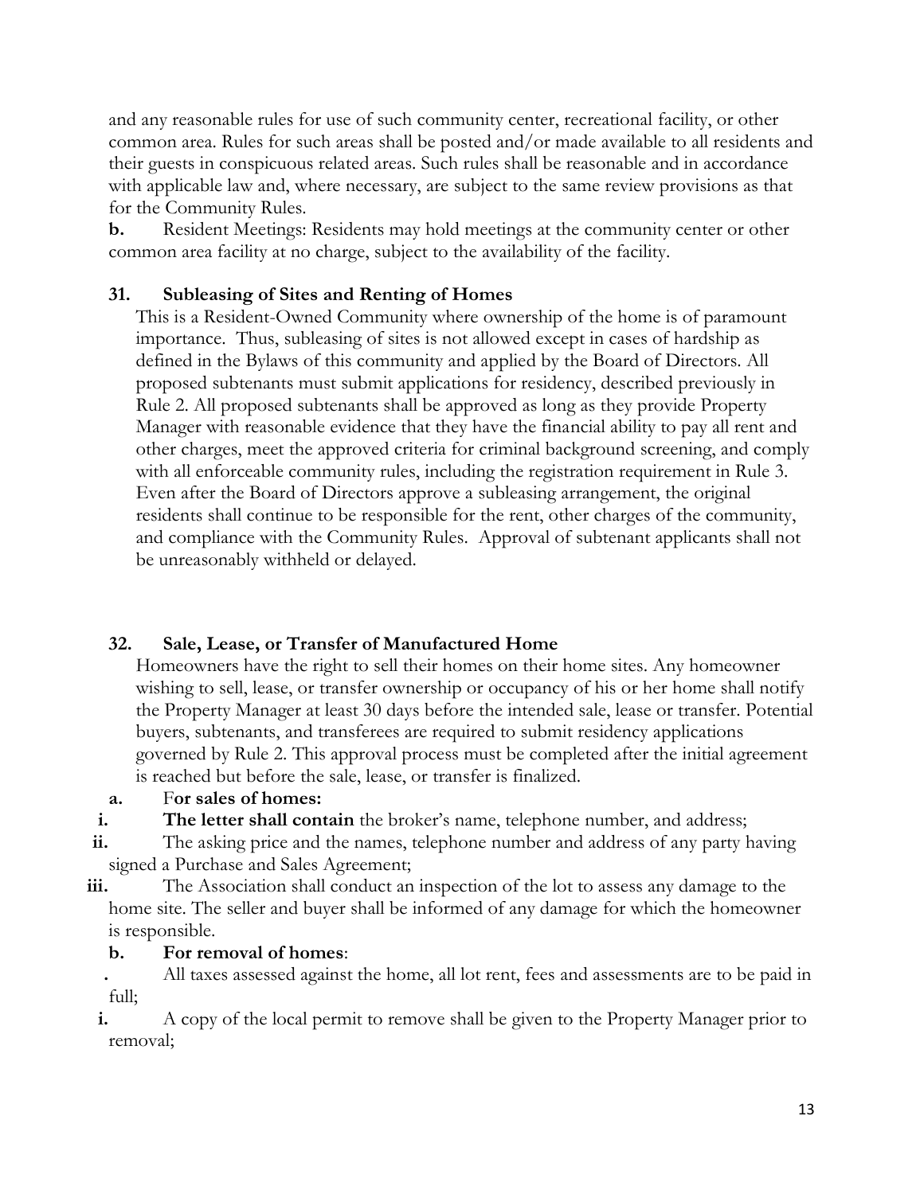and any reasonable rules for use of such community center, recreational facility, or other common area. Rules for such areas shall be posted and/or made available to all residents and their guests in conspicuous related areas. Such rules shall be reasonable and in accordance with applicable law and, where necessary, are subject to the same review provisions as that for the Community Rules.

**b.** Resident Meetings: Residents may hold meetings at the community center or other common area facility at no charge, subject to the availability of the facility.

### 31. Subleasing of Sites and Renting of Homes

This is a Resident-Owned Community where ownership of the home is of paramount importance. Thus, subleasing of sites is not allowed except in cases of hardship as defined in the Bylaws of this community and applied by the Board of Directors. All proposed subtenants must submit applications for residency, described previously in Rule 2. All proposed subtenants shall be approved as long as they provide Property Manager with reasonable evidence that they have the financial ability to pay all rent and other charges, meet the approved criteria for criminal background screening, and comply with all enforceable community rules, including the registration requirement in Rule 3. Even after the Board of Directors approve a subleasing arrangement, the original residents shall continue to be responsible for the rent, other charges of the community, and compliance with the Community Rules. Approval of subtenant applicants shall not be unreasonably withheld or delayed.

### 32. Sale, Lease, or Transfer of Manufactured Home

Homeowners have the right to sell their homes on their home sites. Any homeowner wishing to sell, lease, or transfer ownership or occupancy of his or her home shall notify the Property Manager at least 30 days before the intended sale, lease or transfer. Potential buyers, subtenants, and transferees are required to submit residency applications governed by Rule 2. This approval process must be completed after the initial agreement is reached but before the sale, lease, or transfer is finalized.

**a.** F**or sales of homes:**

**i.** **The letter shall contain** the broker's name, telephone number, and address;

**ii.** The asking price and the names, telephone number and address of any party having signed a Purchase and Sales Agreement;

**iii.** The Association shall conduct an inspection of the lot to assess any damage to the home site. The seller and buyer shall be informed of any damage for which the homeowner is responsible.

**b.** **For removal of homes**:

**.** All taxes assessed against the home, all lot rent, fees and assessments are to be paid in full;

**i.** A copy of the local permit to remove shall be given to the Property Manager prior to removal;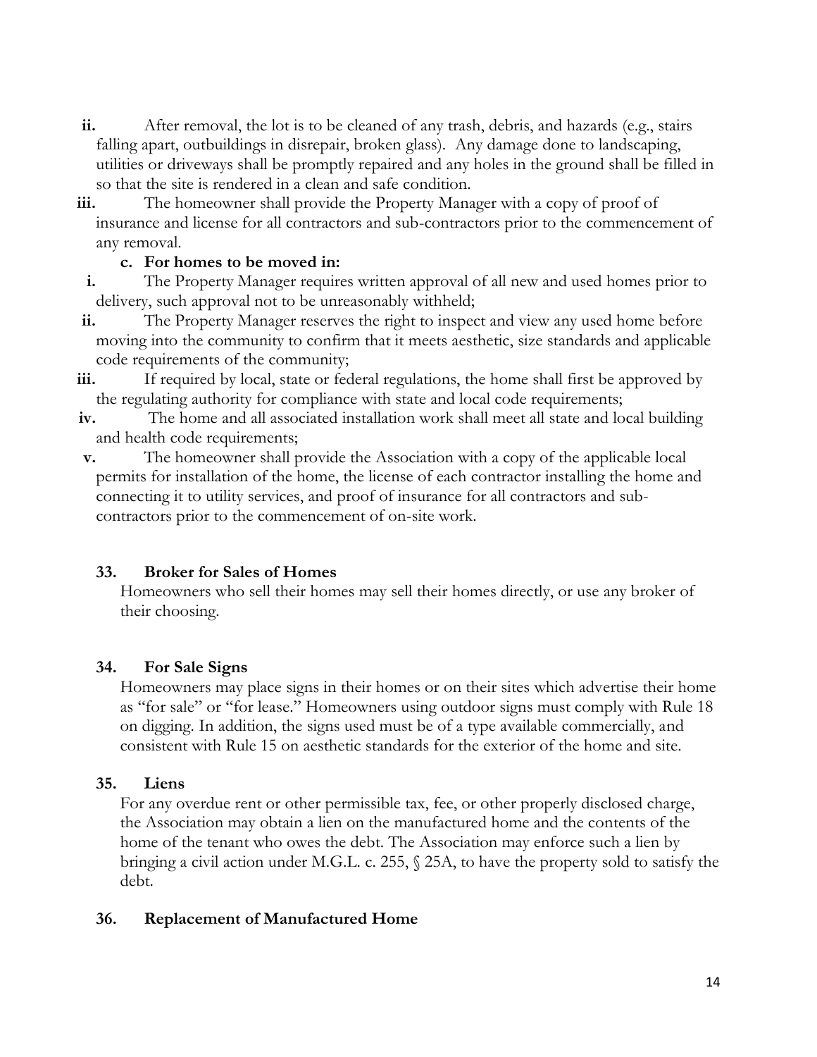**ii.** After removal, the lot is to be cleaned of any trash, debris, and hazards (e.g., stairs falling apart, outbuildings in disrepair, broken glass). Any damage done to landscaping, utilities or driveways shall be promptly repaired and any holes in the ground shall be filled in so that the site is rendered in a clean and safe condition.

**iii.** The homeowner shall provide the Property Manager with a copy of proof of insurance and license for all contractors and sub-contractors prior to the commencement of any removal.

**c. For homes to be moved in:**

**i.** The Property Manager requires written approval of all new and used homes prior to delivery, such approval not to be unreasonably withheld;

**ii.** The Property Manager reserves the right to inspect and view any used home before moving into the community to confirm that it meets aesthetic, size standards and applicable code requirements of the community;

**iii.** If required by local, state or federal regulations, the home shall first be approved by the regulating authority for compliance with state and local code requirements;

**iv.** The home and all associated installation work shall meet all state and local building and health code requirements;

**v.** The homeowner shall provide the Association with a copy of the applicable local permits for installation of the home, the license of each contractor installing the home and connecting it to utility services, and proof of insurance for all contractors and sub-contractors prior to the commencement of on-site work.

### 33. Broker for Sales of Homes

Homeowners who sell their homes may sell their homes directly, or use any broker of their choosing.

### 34. For Sale Signs

Homeowners may place signs in their homes or on their sites which advertise their home as "for sale" or "for lease." Homeowners using outdoor signs must comply with Rule 18 on digging. In addition, the signs used must be of a type available commercially, and consistent with Rule 15 on aesthetic standards for the exterior of the home and site.

### 35. Liens

For any overdue rent or other permissible tax, fee, or other properly disclosed charge, the Association may obtain a lien on the manufactured home and the contents of the home of the tenant who owes the debt. The Association may enforce such a lien by bringing a civil action under M.G.L. c. 255, § 25A, to have the property sold to satisfy the debt.

### 36. Replacement of Manufactured Home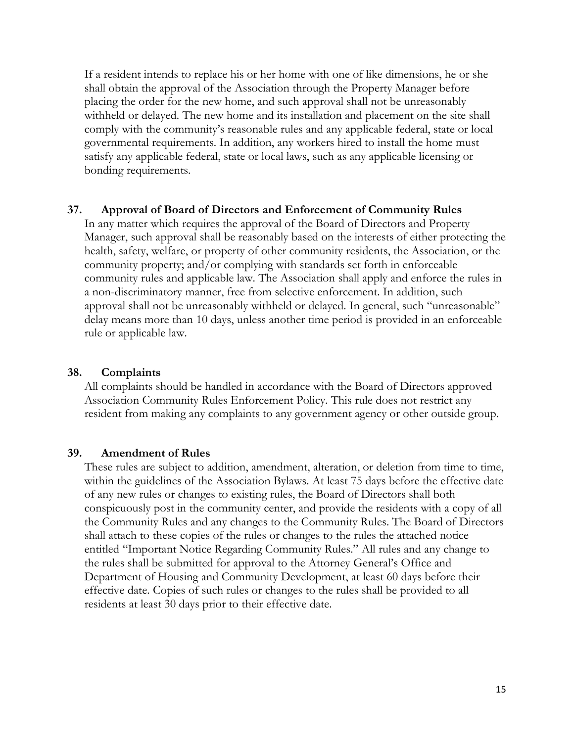If a resident intends to replace his or her home with one of like dimensions, he or she shall obtain the approval of the Association through the Property Manager before placing the order for the new home, and such approval shall not be unreasonably withheld or delayed. The new home and its installation and placement on the site shall comply with the community's reasonable rules and any applicable federal, state or local governmental requirements. In addition, any workers hired to install the home must satisfy any applicable federal, state or local laws, such as any applicable licensing or bonding requirements.

### 37. Approval of Board of Directors and Enforcement of Community Rules

In any matter which requires the approval of the Board of Directors and Property Manager, such approval shall be reasonably based on the interests of either protecting the health, safety, welfare, or property of other community residents, the Association, or the community property; and/or complying with standards set forth in enforceable community rules and applicable law. The Association shall apply and enforce the rules in a non-discriminatory manner, free from selective enforcement. In addition, such approval shall not be unreasonably withheld or delayed. In general, such "unreasonable" delay means more than 10 days, unless another time period is provided in an enforceable rule or applicable law.

### 38. Complaints

All complaints should be handled in accordance with the Board of Directors approved Association Community Rules Enforcement Policy. This rule does not restrict any resident from making any complaints to any government agency or other outside group.

### 39. Amendment of Rules

These rules are subject to addition, amendment, alteration, or deletion from time to time, within the guidelines of the Association Bylaws. At least 75 days before the effective date of any new rules or changes to existing rules, the Board of Directors shall both conspicuously post in the community center, and provide the residents with a copy of all the Community Rules and any changes to the Community Rules. The Board of Directors shall attach to these copies of the rules or changes to the rules the attached notice entitled "Important Notice Regarding Community Rules." All rules and any change to the rules shall be submitted for approval to the Attorney General's Office and Department of Housing and Community Development, at least 60 days before their effective date. Copies of such rules or changes to the rules shall be provided to all residents at least 30 days prior to their effective date.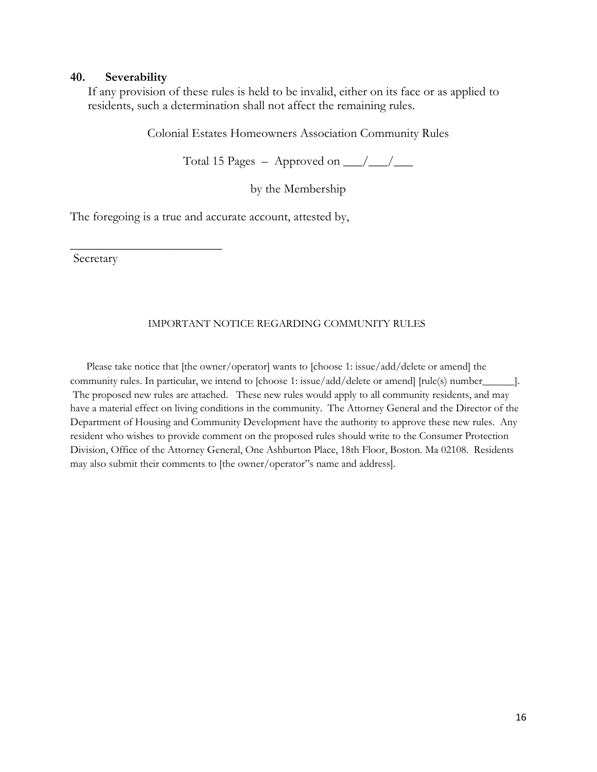### 40. Severability

If any provision of these rules is held to be invalid, either on its face or as applied to residents, such a determination shall not affect the remaining rules.

Colonial Estates Homeowners Association Community Rules

Total 15 Pages – Approved on ___/___/___

by the Membership

The foregoing is a true and accurate account, attested by,

________________________

Secretary

IMPORTANT NOTICE REGARDING COMMUNITY RULES

Please take notice that [the owner/operator] wants to [choose 1: issue/add/delete or amend] the community rules. In particular, we intend to [choose 1: issue/add/delete or amend] [rule(s) number______]. The proposed new rules are attached. These new rules would apply to all community residents, and may have a material effect on living conditions in the community. The Attorney General and the Director of the Department of Housing and Community Development have the authority to approve these new rules. Any resident who wishes to provide comment on the proposed rules should write to the Consumer Protection Division, Office of the Attorney General, One Ashburton Place, 18th Floor, Boston. Ma 02108. Residents may also submit their comments to [the owner/operator"s name and address].